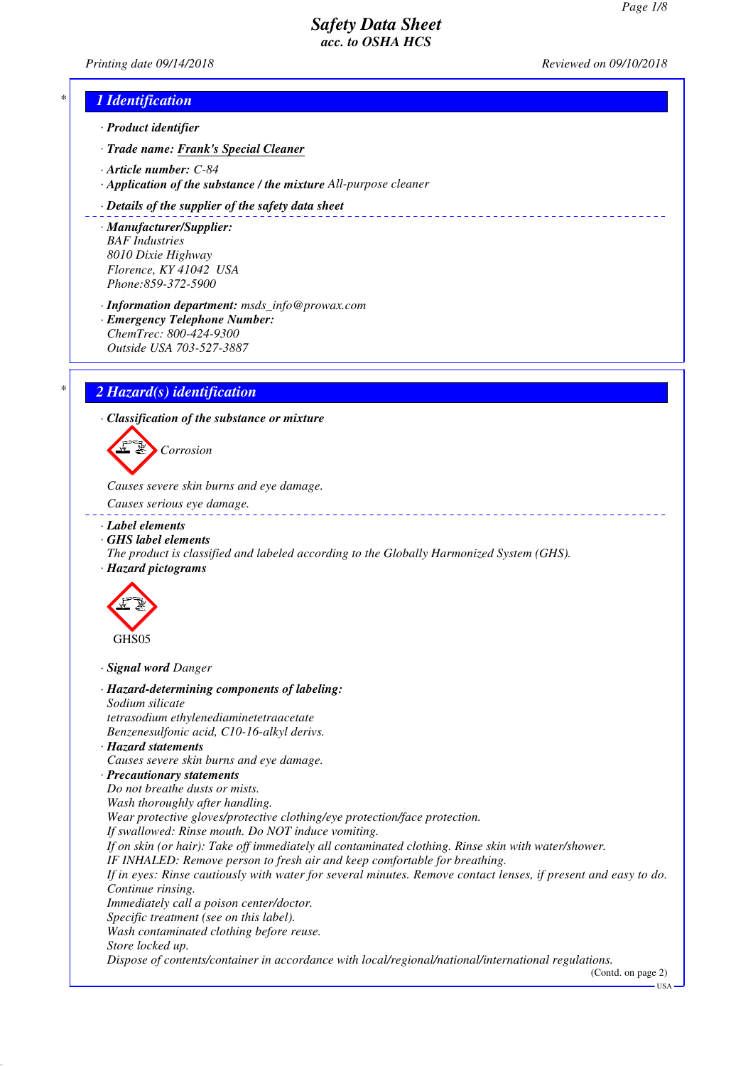# Safety Data Sheet
## acc. to OSHA HCS

*Printing date 09/14/2018* *Reviewed on 09/10/2018*

## 1 Identification

· **Product identifier**

· **Trade name:** Frank's Special Cleaner

· **Article number:** C-84

· **Application of the substance / the mixture** All-purpose cleaner

· **Details of the supplier of the safety data sheet**

· **Manufacturer/Supplier:**
BAF Industries
8010 Dixie Highway
Florence, KY 41042 USA
Phone:859-372-5900

· **Information department:** msds_info@prowax.com

· **Emergency Telephone Number:**
ChemTrec: 800-424-9300
Outside USA 703-527-3887

## 2 Hazard(s) identification

· **Classification of the substance or mixture**

Corrosion

Causes severe skin burns and eye damage.

Causes serious eye damage.

· **Label elements**

· **GHS label elements**
The product is classified and labeled according to the Globally Harmonized System (GHS).

· **Hazard pictograms**

GHS05

· **Signal word** Danger

· **Hazard-determining components of labeling:**
Sodium silicate
tetrasodium ethylenediaminetetraacetate
Benzenesulfonic acid, C10-16-alkyl derivs.

· **Hazard statements**
Causes severe skin burns and eye damage.

· **Precautionary statements**
Do not breathe dusts or mists.
Wash thoroughly after handling.
Wear protective gloves/protective clothing/eye protection/face protection.
If swallowed: Rinse mouth. Do NOT induce vomiting.
If on skin (or hair): Take off immediately all contaminated clothing. Rinse skin with water/shower.
IF INHALED: Remove person to fresh air and keep comfortable for breathing.
If in eyes: Rinse cautiously with water for several minutes. Remove contact lenses, if present and easy to do. Continue rinsing.
Immediately call a poison center/doctor.
Specific treatment (see on this label).
Wash contaminated clothing before reuse.
Store locked up.
Dispose of contents/container in accordance with local/regional/national/international regulations.

(Contd. on page 2)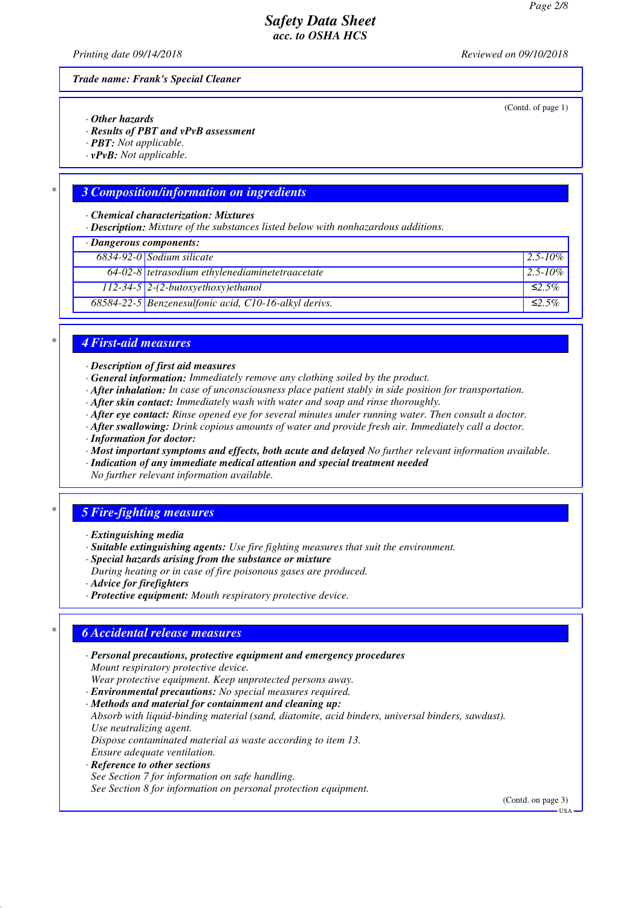**Trade name: Frank's Special Cleaner**

(Contd. of page 1)

· **Other hazards**
· **Results of PBT and vPvB assessment**
· **PBT:** Not applicable.
· **vPvB:** Not applicable.

## 3 Composition/information on ingredients

· **Chemical characterization: Mixtures**
· **Description:** Mixture of the substances listed below with nonhazardous additions.

| · Dangerous components: | | |
|---|---|---|
| 6834-92-0 | Sodium silicate | 2.5-10% |
| 64-02-8 | tetrasodium ethylenediaminetetraacetate | 2.5-10% |
| 112-34-5 | 2-(2-butoxyethoxy)ethanol | ≤2.5% |
| 68584-22-5 | Benzenesulfonic acid, C10-16-alkyl derivs. | ≤2.5% |

## 4 First-aid measures

· **Description of first aid measures**
· **General information:** Immediately remove any clothing soiled by the product.
· **After inhalation:** In case of unconsciousness place patient stably in side position for transportation.
· **After skin contact:** Immediately wash with water and soap and rinse thoroughly.
· **After eye contact:** Rinse opened eye for several minutes under running water. Then consult a doctor.
· **After swallowing:** Drink copious amounts of water and provide fresh air. Immediately call a doctor.
· **Information for doctor:**
· **Most important symptoms and effects, both acute and delayed** No further relevant information available.
· **Indication of any immediate medical attention and special treatment needed**
No further relevant information available.

## 5 Fire-fighting measures

· **Extinguishing media**
· **Suitable extinguishing agents:** Use fire fighting measures that suit the environment.
· **Special hazards arising from the substance or mixture**
During heating or in case of fire poisonous gases are produced.
· **Advice for firefighters**
· **Protective equipment:** Mouth respiratory protective device.

## 6 Accidental release measures

· **Personal precautions, protective equipment and emergency procedures**
Mount respiratory protective device.
Wear protective equipment. Keep unprotected persons away.
· **Environmental precautions:** No special measures required.
· **Methods and material for containment and cleaning up:**
Absorb with liquid-binding material (sand, diatomite, acid binders, universal binders, sawdust).
Use neutralizing agent.
Dispose contaminated material as waste according to item 13.
Ensure adequate ventilation.
· **Reference to other sections**
See Section 7 for information on safe handling.
See Section 8 for information on personal protection equipment.

(Contd. on page 3)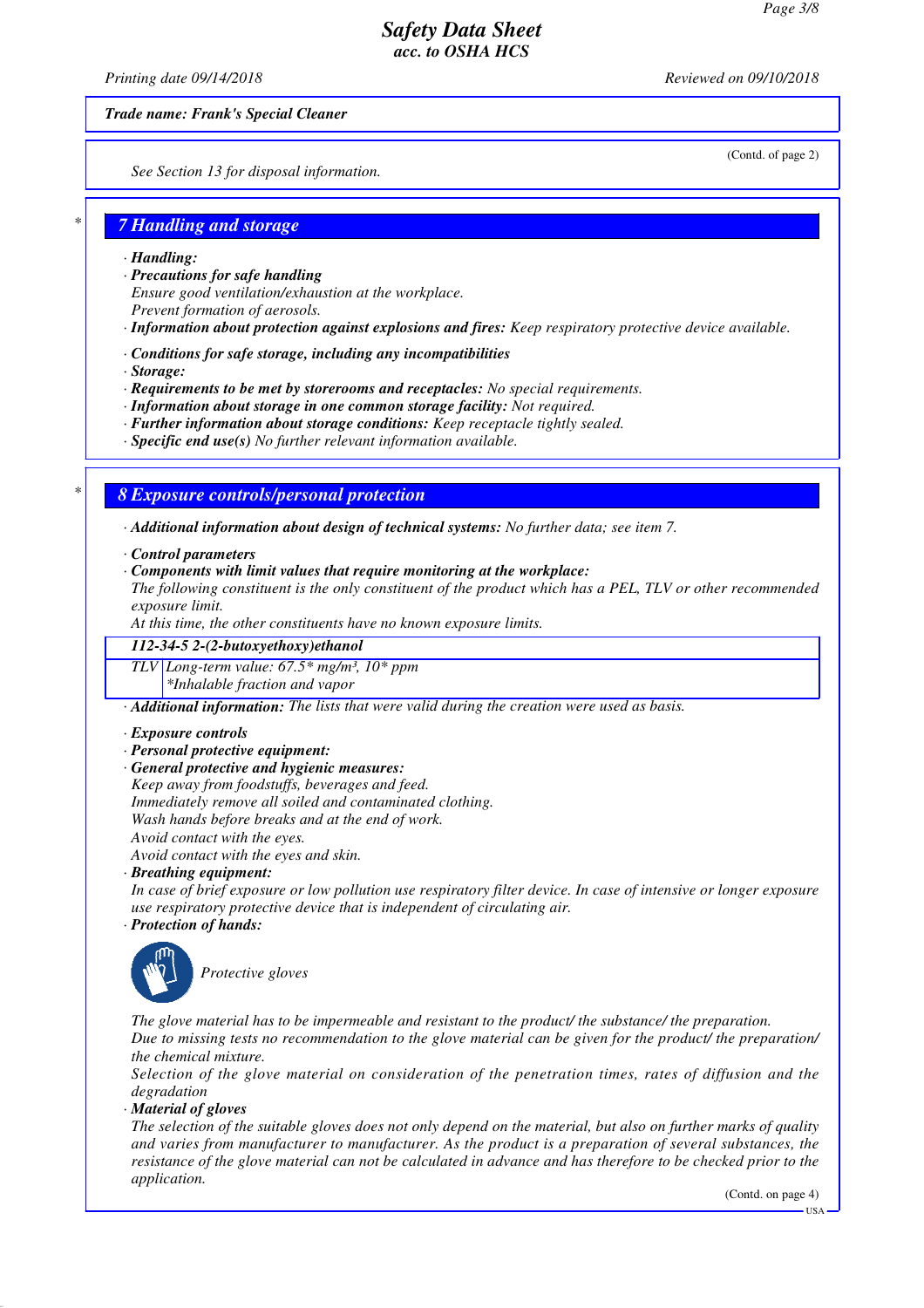# Safety Data Sheet
## acc. to OSHA HCS

Printing date 09/14/2018 Reviewed on 09/10/2018

**Trade name: Frank's Special Cleaner**

(Contd. of page 2)

See Section 13 for disposal information.

## 7 Handling and storage

· **Handling:**
· **Precautions for safe handling**
Ensure good ventilation/exhaustion at the workplace.
Prevent formation of aerosols.
· **Information about protection against explosions and fires:** Keep respiratory protective device available.

· **Conditions for safe storage, including any incompatibilities**
· **Storage:**
· **Requirements to be met by storerooms and receptacles:** No special requirements.
· **Information about storage in one common storage facility:** Not required.
· **Further information about storage conditions:** Keep receptacle tightly sealed.
· **Specific end use(s)** No further relevant information available.

## 8 Exposure controls/personal protection

· **Additional information about design of technical systems:** No further data; see item 7.

· **Control parameters**
· **Components with limit values that require monitoring at the workplace:**
The following constituent is the only constituent of the product which has a PEL, TLV or other recommended exposure limit.
At this time, the other constituents have no known exposure limits.

| 112-34-5 2-(2-butoxyethoxy)ethanol | |
|---|---|
| TLV | Long-term value: 67.5* mg/m³, 10* ppm<br>*Inhalable fraction and vapor |

· **Additional information:** The lists that were valid during the creation were used as basis.

· **Exposure controls**
· **Personal protective equipment:**
· **General protective and hygienic measures:**
Keep away from foodstuffs, beverages and feed.
Immediately remove all soiled and contaminated clothing.
Wash hands before breaks and at the end of work.
Avoid contact with the eyes.
Avoid contact with the eyes and skin.
· **Breathing equipment:**
In case of brief exposure or low pollution use respiratory filter device. In case of intensive or longer exposure use respiratory protective device that is independent of circulating air.
· **Protection of hands:**

Protective gloves

The glove material has to be impermeable and resistant to the product/ the substance/ the preparation.
Due to missing tests no recommendation to the glove material can be given for the product/ the preparation/ the chemical mixture.
Selection of the glove material on consideration of the penetration times, rates of diffusion and the degradation
· **Material of gloves**
The selection of the suitable gloves does not only depend on the material, but also on further marks of quality and varies from manufacturer to manufacturer. As the product is a preparation of several substances, the resistance of the glove material can not be calculated in advance and has therefore to be checked prior to the application.

(Contd. on page 4)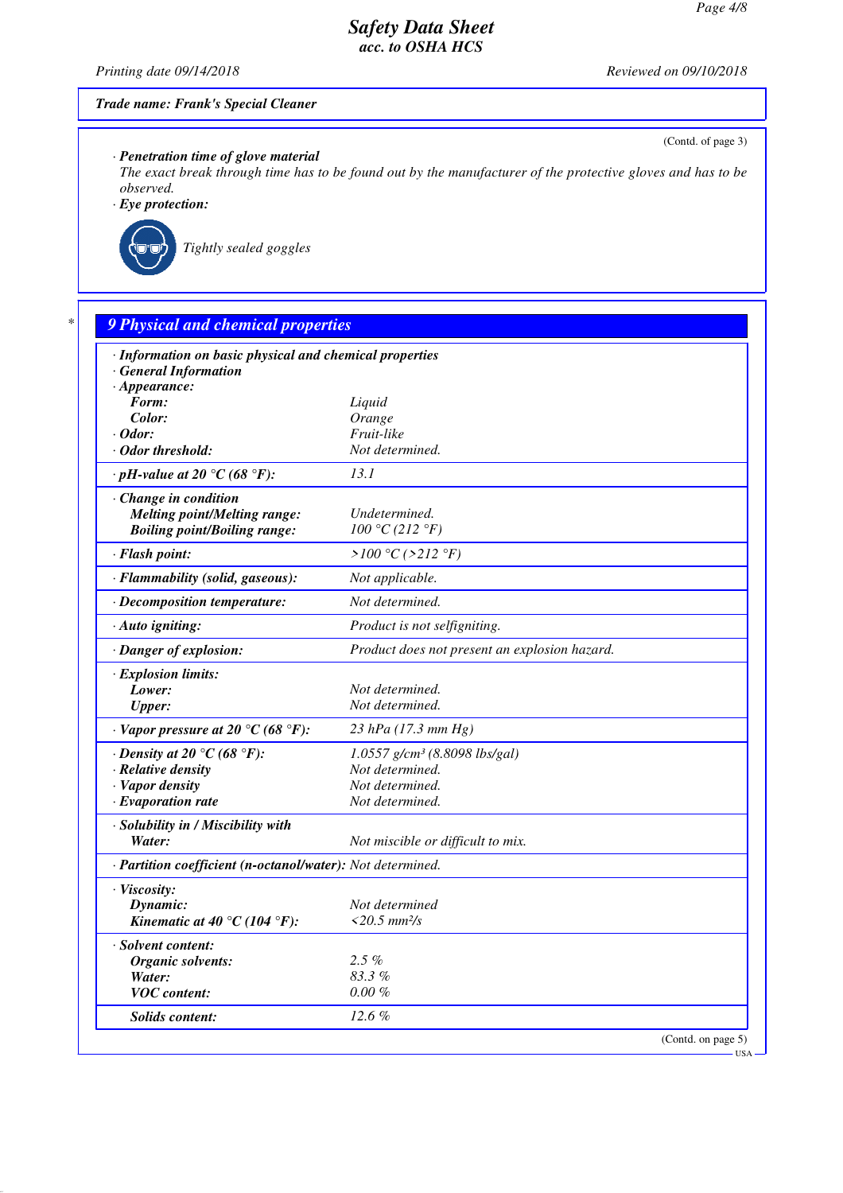# Safety Data Sheet
## acc. to OSHA HCS

Printing date 09/14/2018 | Reviewed on 09/10/2018

**Trade name: Frank's Special Cleaner**

(Contd. of page 3)

· **Penetration time of glove material**
*The exact break through time has to be found out by the manufacturer of the protective gloves and has to be observed.*

· **Eye protection:**

*Tightly sealed goggles*

## 9 Physical and chemical properties

· **Information on basic physical and chemical properties**
· **General Information**

| Property | Value |
|---|---|
| · **Appearance:** | |
| **Form:** | Liquid |
| **Color:** | Orange |
| · **Odor:** | Fruit-like |
| · **Odor threshold:** | Not determined. |
| · **pH-value at 20 °C (68 °F):** | 13.1 |
| · **Change in condition** | |
| **Melting point/Melting range:** | Undetermined. |
| **Boiling point/Boiling range:** | 100 °C (212 °F) |
| · **Flash point:** | >100 °C (>212 °F) |
| · **Flammability (solid, gaseous):** | Not applicable. |
| · **Decomposition temperature:** | Not determined. |
| · **Auto igniting:** | Product is not selfigniting. |
| · **Danger of explosion:** | Product does not present an explosion hazard. |
| · **Explosion limits:** | |
| **Lower:** | Not determined. |
| **Upper:** | Not determined. |
| · **Vapor pressure at 20 °C (68 °F):** | 23 hPa (17.3 mm Hg) |
| · **Density at 20 °C (68 °F):** | 1.0557 g/cm³ (8.8098 lbs/gal) |
| · **Relative density** | Not determined. |
| · **Vapor density** | Not determined. |
| · **Evaporation rate** | Not determined. |
| · **Solubility in / Miscibility with** | |
| **Water:** | Not miscible or difficult to mix. |
| · **Partition coefficient (n-octanol/water):** | Not determined. |
| · **Viscosity:** | |
| **Dynamic:** | Not determined |
| **Kinematic at 40 °C (104 °F):** | <20.5 mm²/s |
| · **Solvent content:** | |
| **Organic solvents:** | 2.5 % |
| **Water:** | 83.3 % |
| **VOC content:** | 0.00 % |
| **Solids content:** | 12.6 % |

(Contd. on page 5)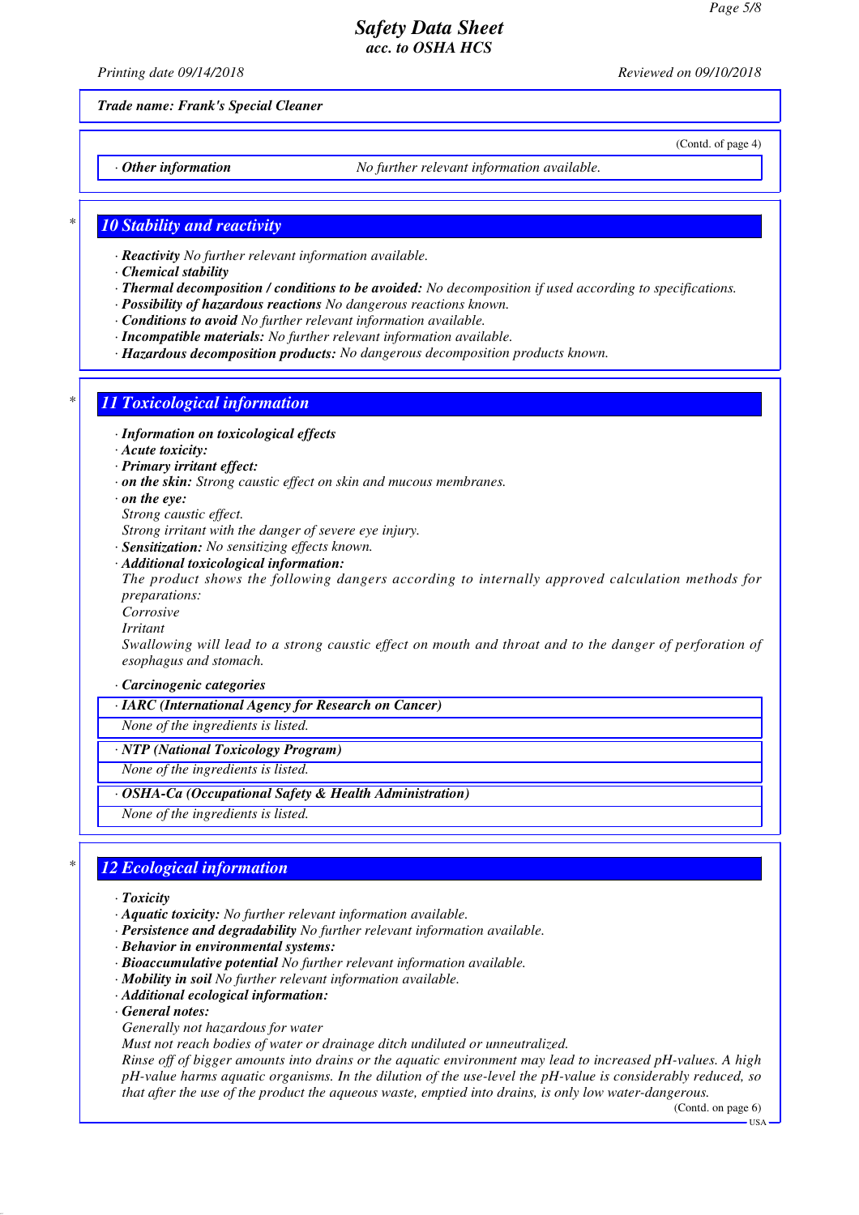**Trade name: Frank's Special Cleaner**

(Contd. of page 4)

· **Other information** No further relevant information available.

## 10 Stability and reactivity

· **Reactivity** No further relevant information available.
· **Chemical stability**
· **Thermal decomposition / conditions to be avoided:** No decomposition if used according to specifications.
· **Possibility of hazardous reactions** No dangerous reactions known.
· **Conditions to avoid** No further relevant information available.
· **Incompatible materials:** No further relevant information available.
· **Hazardous decomposition products:** No dangerous decomposition products known.

## 11 Toxicological information

· **Information on toxicological effects**
· **Acute toxicity:**
· **Primary irritant effect:**
· **on the skin:** Strong caustic effect on skin and mucous membranes.
· **on the eye:**
Strong caustic effect.
Strong irritant with the danger of severe eye injury.
· **Sensitization:** No sensitizing effects known.
· **Additional toxicological information:**
The product shows the following dangers according to internally approved calculation methods for preparations:
Corrosive
Irritant
Swallowing will lead to a strong caustic effect on mouth and throat and to the danger of perforation of esophagus and stomach.

· **Carcinogenic categories**

· **IARC (International Agency for Research on Cancer)**
None of the ingredients is listed.

· **NTP (National Toxicology Program)**
None of the ingredients is listed.

· **OSHA-Ca (Occupational Safety & Health Administration)**
None of the ingredients is listed.

## 12 Ecological information

· **Toxicity**
· **Aquatic toxicity:** No further relevant information available.
· **Persistence and degradability** No further relevant information available.
· **Behavior in environmental systems:**
· **Bioaccumulative potential** No further relevant information available.
· **Mobility in soil** No further relevant information available.
· **Additional ecological information:**
· **General notes:**
Generally not hazardous for water
Must not reach bodies of water or drainage ditch undiluted or unneutralized.
Rinse off of bigger amounts into drains or the aquatic environment may lead to increased pH-values. A high pH-value harms aquatic organisms. In the dilution of the use-level the pH-value is considerably reduced, so that after the use of the product the aqueous waste, emptied into drains, is only low water-dangerous.

(Contd. on page 6)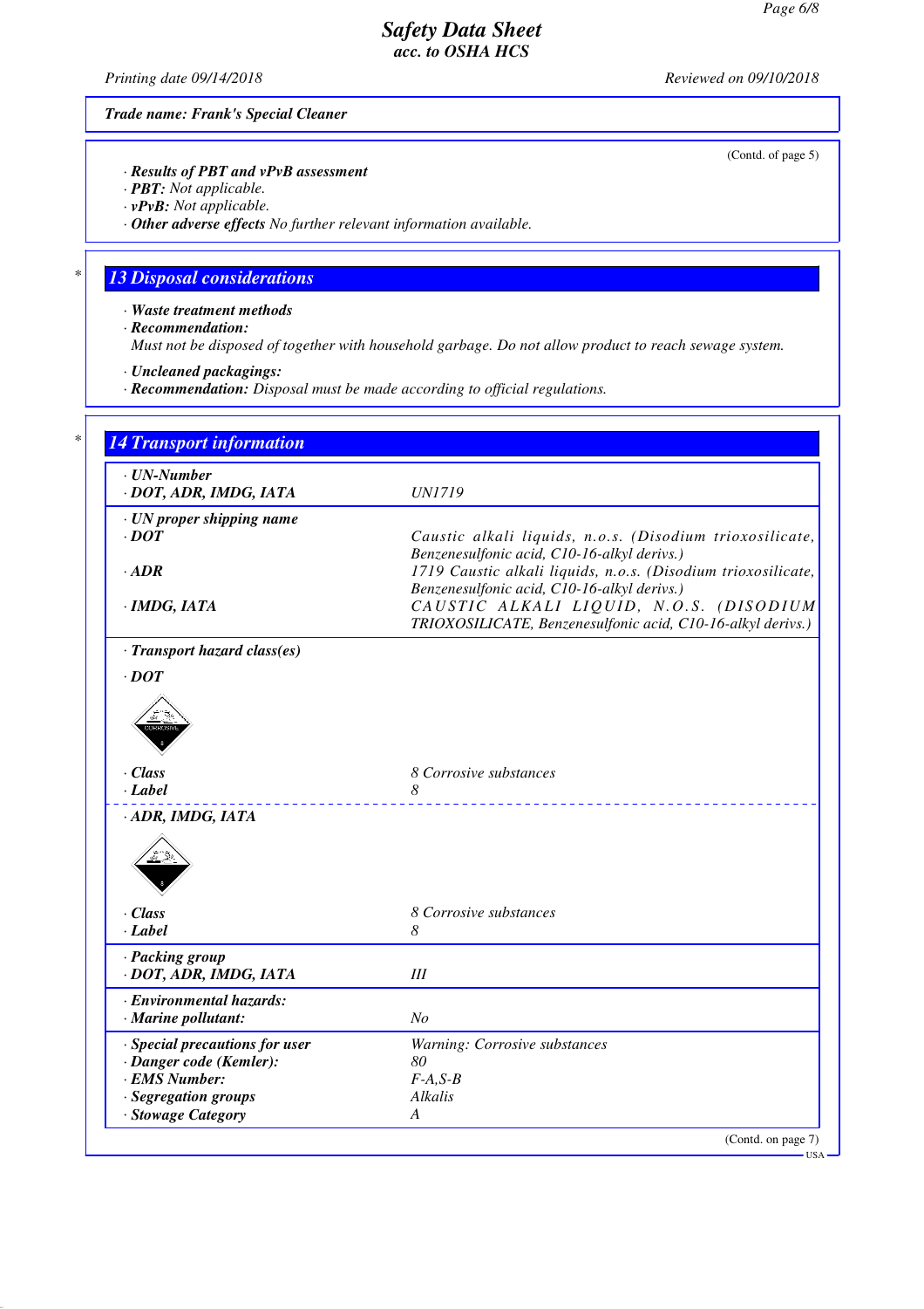Trade name: Frank's Special Cleaner

(Contd. of page 5)

· **Results of PBT and vPvB assessment**
· **PBT:** Not applicable.
· **vPvB:** Not applicable.
· **Other adverse effects** No further relevant information available.

## 13 Disposal considerations

· **Waste treatment methods**
· **Recommendation:**
Must not be disposed of together with household garbage. Do not allow product to reach sewage system.

· **Uncleaned packagings:**
· **Recommendation:** Disposal must be made according to official regulations.

## 14 Transport information

| | |
|---|---|
| · **UN-Number** | |
| · **DOT, ADR, IMDG, IATA** | UN1719 |
| · **UN proper shipping name** | |
| · **DOT** | Caustic alkali liquids, n.o.s. (Disodium trioxosilicate, Benzenesulfonic acid, C10-16-alkyl derivs.) |
| · **ADR** | 1719 Caustic alkali liquids, n.o.s. (Disodium trioxosilicate, Benzenesulfonic acid, C10-16-alkyl derivs.) |
| · **IMDG, IATA** | CAUSTIC ALKALI LIQUID, N.O.S. (DISODIUM TRIOXOSILICATE, Benzenesulfonic acid, C10-16-alkyl derivs.) |
| · **Transport hazard class(es)** | |
| · **DOT** | |
| · **Class** | 8 Corrosive substances |
| · **Label** | 8 |
| · **ADR, IMDG, IATA** | |
| · **Class** | 8 Corrosive substances |
| · **Label** | 8 |
| · **Packing group** | |
| · **DOT, ADR, IMDG, IATA** | III |
| · **Environmental hazards:** | |
| · **Marine pollutant:** | No |
| · **Special precautions for user** | Warning: Corrosive substances |
| · **Danger code (Kemler):** | 80 |
| · **EMS Number:** | F-A,S-B |
| · **Segregation groups** | Alkalis |
| · **Stowage Category** | A |

(Contd. on page 7)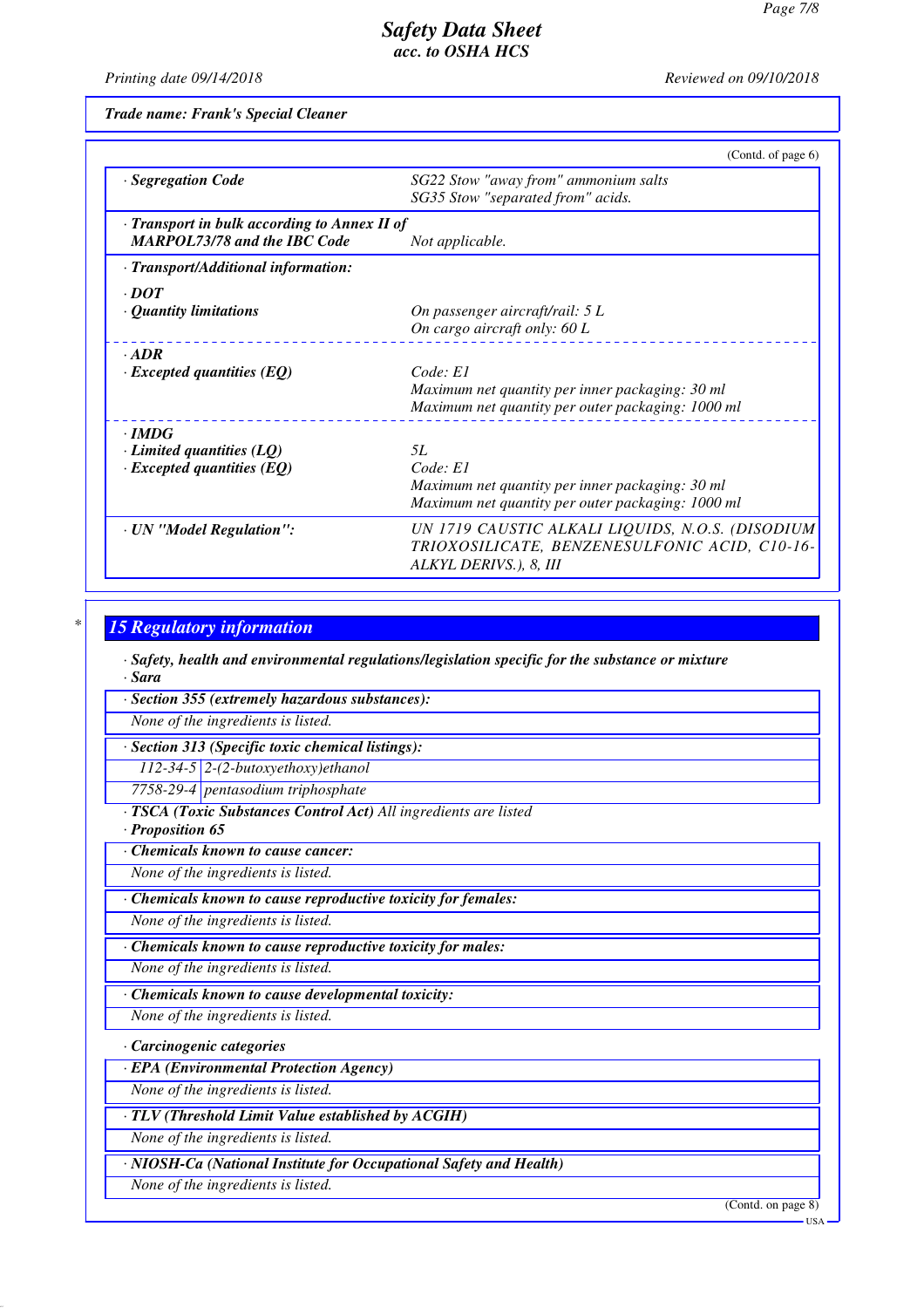Trade name: Frank's Special Cleaner

(Contd. of page 6)

| | |
|---|---|
| · **Segregation Code** | SG22 Stow "away from" ammonium salts<br>SG35 Stow "separated from" acids. |
| · **Transport in bulk according to Annex II of MARPOL73/78 and the IBC Code** | Not applicable. |
| · **Transport/Additional information:** | |
| · **DOT** | |
| · **Quantity limitations** | On passenger aircraft/rail: 5 L<br>On cargo aircraft only: 60 L |
| · **ADR** | |
| · **Excepted quantities (EQ)** | Code: E1<br>Maximum net quantity per inner packaging: 30 ml<br>Maximum net quantity per outer packaging: 1000 ml |
| · **IMDG** | |
| · **Limited quantities (LQ)** | 5L |
| · **Excepted quantities (EQ)** | Code: E1<br>Maximum net quantity per inner packaging: 30 ml<br>Maximum net quantity per outer packaging: 1000 ml |
| · **UN "Model Regulation":** | UN 1719 CAUSTIC ALKALI LIQUIDS, N.O.S. (DISODIUM TRIOXOSILICATE, BENZENESULFONIC ACID, C10-16-ALKYL DERIVS.), 8, III |

## 15 Regulatory information

· **Safety, health and environmental regulations/legislation specific for the substance or mixture**

· **Sara**

· **Section 355 (extremely hazardous substances):**

None of the ingredients is listed.

· **Section 313 (Specific toxic chemical listings):**

| | |
|---|---|
| 112-34-5 | 2-(2-butoxyethoxy)ethanol |
| 7758-29-4 | pentasodium triphosphate |

· **TSCA (Toxic Substances Control Act)** All ingredients are listed

· **Proposition 65**

· **Chemicals known to cause cancer:**

None of the ingredients is listed.

· **Chemicals known to cause reproductive toxicity for females:**

None of the ingredients is listed.

· **Chemicals known to cause reproductive toxicity for males:**

None of the ingredients is listed.

· **Chemicals known to cause developmental toxicity:**

None of the ingredients is listed.

· **Carcinogenic categories**

· **EPA (Environmental Protection Agency)**

None of the ingredients is listed.

· **TLV (Threshold Limit Value established by ACGIH)**

None of the ingredients is listed.

· **NIOSH-Ca (National Institute for Occupational Safety and Health)**

None of the ingredients is listed.

(Contd. on page 8)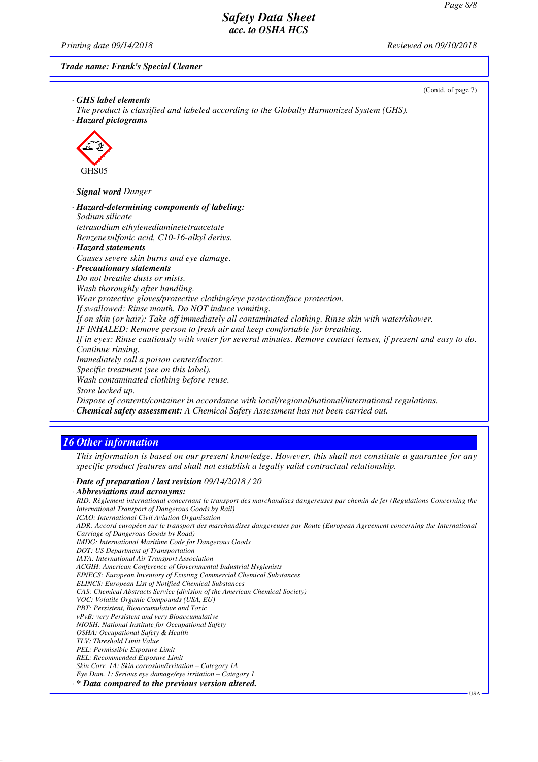# Safety Data Sheet
## acc. to OSHA HCS

Printing date 09/14/2018 Reviewed on 09/10/2018

**Trade name: Frank's Special Cleaner**

(Contd. of page 7)

· **GHS label elements**
The product is classified and labeled according to the Globally Harmonized System (GHS).
· **Hazard pictograms**

GHS05

· **Signal word** Danger

· **Hazard-determining components of labeling:**
Sodium silicate
tetrasodium ethylenediaminetetraacetate
Benzenesulfonic acid, C10-16-alkyl derivs.
· **Hazard statements**
Causes severe skin burns and eye damage.
· **Precautionary statements**
Do not breathe dusts or mists.
Wash thoroughly after handling.
Wear protective gloves/protective clothing/eye protection/face protection.
If swallowed: Rinse mouth. Do NOT induce vomiting.
If on skin (or hair): Take off immediately all contaminated clothing. Rinse skin with water/shower.
IF INHALED: Remove person to fresh air and keep comfortable for breathing.
If in eyes: Rinse cautiously with water for several minutes. Remove contact lenses, if present and easy to do. Continue rinsing.
Immediately call a poison center/doctor.
Specific treatment (see on this label).
Wash contaminated clothing before reuse.
Store locked up.
Dispose of contents/container in accordance with local/regional/national/international regulations.
· **Chemical safety assessment:** A Chemical Safety Assessment has not been carried out.

## 16 Other information

This information is based on our present knowledge. However, this shall not constitute a guarantee for any specific product features and shall not establish a legally valid contractual relationship.

· **Date of preparation / last revision** 09/14/2018 / 20
· **Abbreviations and acronyms:**
RID: Règlement international concernant le transport des marchandises dangereuses par chemin de fer (Regulations Concerning the International Transport of Dangerous Goods by Rail)
ICAO: International Civil Aviation Organisation
ADR: Accord européen sur le transport des marchandises dangereuses par Route (European Agreement concerning the International Carriage of Dangerous Goods by Road)
IMDG: International Maritime Code for Dangerous Goods
DOT: US Department of Transportation
IATA: International Air Transport Association
ACGIH: American Conference of Governmental Industrial Hygienists
EINECS: European Inventory of Existing Commercial Chemical Substances
ELINCS: European List of Notified Chemical Substances
CAS: Chemical Abstracts Service (division of the American Chemical Society)
VOC: Volatile Organic Compounds (USA, EU)
PBT: Persistent, Bioaccumulative and Toxic
vPvB: very Persistent and very Bioaccumulative
NIOSH: National Institute for Occupational Safety
OSHA: Occupational Safety & Health
TLV: Threshold Limit Value
PEL: Permissible Exposure Limit
REL: Recommended Exposure Limit
Skin Corr. 1A: Skin corrosion/irritation – Category 1A
Eye Dam. 1: Serious eye damage/eye irritation – Category 1
· *** Data compared to the previous version altered.**

USA